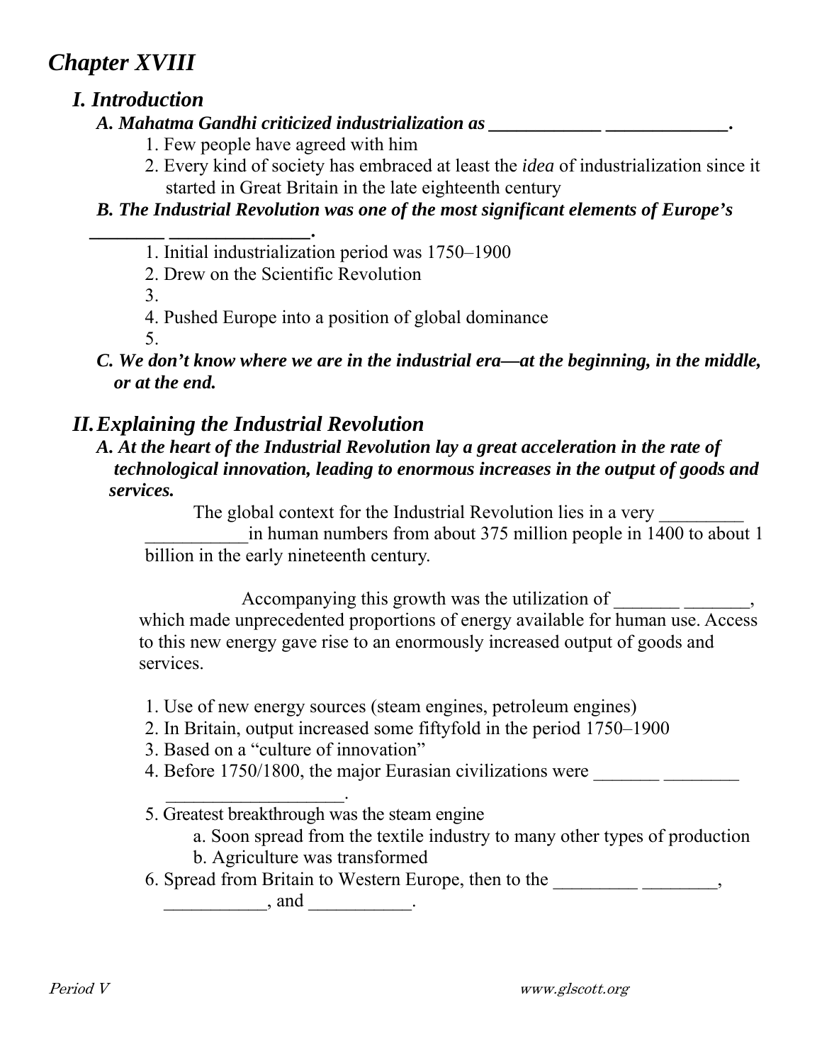# *Chapter XVIII*

## *I. Introduction*

***A. Mahatma Gandhi criticized industrialization as \_\_\_\_\_\_\_\_\_\_\_\_ \_\_\_\_\_\_\_\_\_\_\_\_\_.***

1. Few people have agreed with him
2. Every kind of society has embraced at least the *idea* of industrialization since it started in Great Britain in the late eighteenth century

***B. The Industrial Revolution was one of the most significant elements of Europe's \_\_\_\_\_\_\_\_ \_\_\_\_\_\_\_\_\_\_\_\_\_\_\_.***

1. Initial industrialization period was 1750–1900
2. Drew on the Scientific Revolution
3. 
4. Pushed Europe into a position of global dominance
5. 

***C. We don't know where we are in the industrial era—at the beginning, in the middle, or at the end.***

## *II. Explaining the Industrial Revolution*

***A. At the heart of the Industrial Revolution lay a great acceleration in the rate of technological innovation, leading to enormous increases in the output of goods and services.***

The global context for the Industrial Revolution lies in a very \_\_\_\_\_\_\_\_\_ \_\_\_\_\_\_\_\_\_\_\_in human numbers from about 375 million people in 1400 to about 1 billion in the early nineteenth century.

Accompanying this growth was the utilization of \_\_\_\_\_\_\_ \_\_\_\_\_\_\_, which made unprecedented proportions of energy available for human use. Access to this new energy gave rise to an enormously increased output of goods and services.

1. Use of new energy sources (steam engines, petroleum engines)
2. In Britain, output increased some fiftyfold in the period 1750–1900
3. Based on a "culture of innovation"
4. Before 1750/1800, the major Eurasian civilizations were \_\_\_\_\_\_\_ \_\_\_\_\_\_\_\_ \_\_\_\_\_\_\_\_\_\_\_\_\_\_\_\_\_\_\_.
5. Greatest breakthrough was the steam engine
   a. Soon spread from the textile industry to many other types of production
   b. Agriculture was transformed
6. Spread from Britain to Western Europe, then to the \_\_\_\_\_\_\_\_\_ \_\_\_\_\_\_\_\_, \_\_\_\_\_\_\_\_\_\_\_, and \_\_\_\_\_\_\_\_\_\_\_.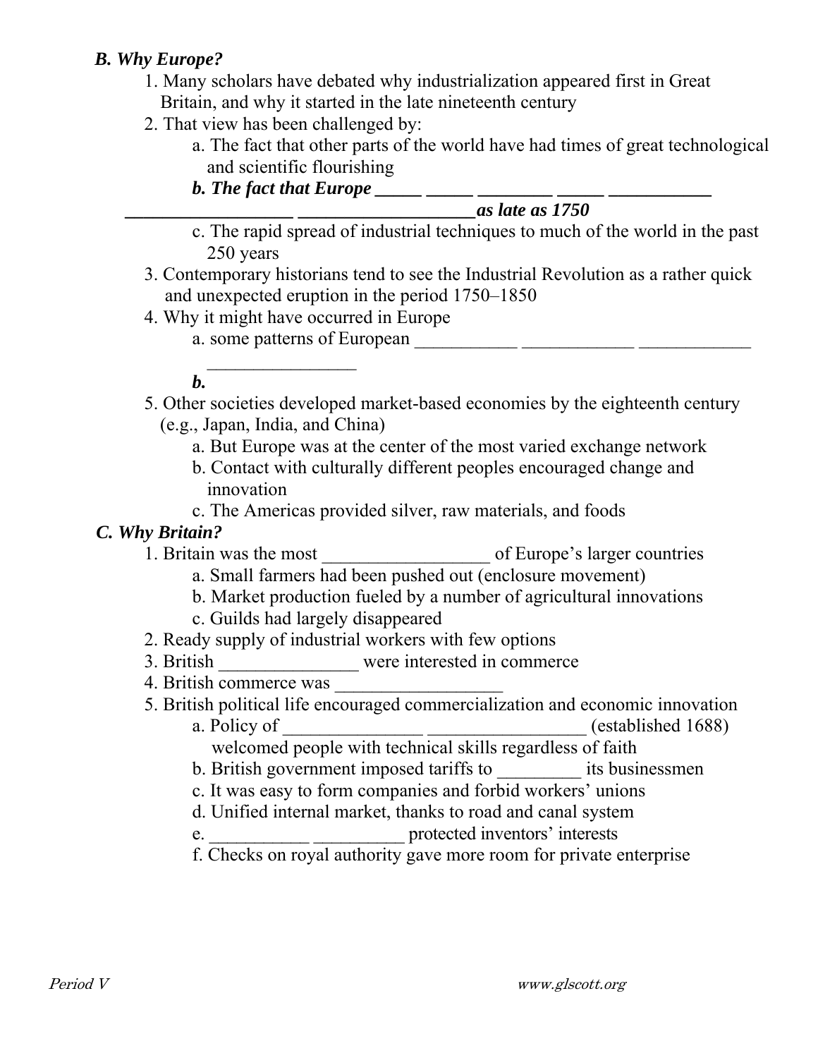### *B. Why Europe?*

1. Many scholars have debated why industrialization appeared first in Great Britain, and why it started in the late nineteenth century
2. That view has been challenged by:
   a. The fact that other parts of the world have had times of great technological and scientific flourishing
   ***b. The fact that Europe _____ _____ ________ _____ ___________ __________________ ___________________as late as 1750***
   c. The rapid spread of industrial techniques to much of the world in the past 250 years
3. Contemporary historians tend to see the Industrial Revolution as a rather quick and unexpected eruption in the period 1750–1850
4. Why it might have occurred in Europe
   a. some patterns of European ___________ ____________ ____________ ________________
   ***b.***
5. Other societies developed market-based economies by the eighteenth century (e.g., Japan, India, and China)
   a. But Europe was at the center of the most varied exchange network
   b. Contact with culturally different peoples encouraged change and innovation
   c. The Americas provided silver, raw materials, and foods

### *C. Why Britain?*

1. Britain was the most __________________ of Europe's larger countries
   a. Small farmers had been pushed out (enclosure movement)
   b. Market production fueled by a number of agricultural innovations
   c. Guilds had largely disappeared
2. Ready supply of industrial workers with few options
3. British _______________ were interested in commerce
4. British commerce was __________________
5. British political life encouraged commercialization and economic innovation
   a. Policy of _______________ _________________ (established 1688) welcomed people with technical skills regardless of faith
   b. British government imposed tariffs to _________ its businessmen
   c. It was easy to form companies and forbid workers' unions
   d. Unified internal market, thanks to road and canal system
   e. ___________ __________ protected inventors' interests
   f. Checks on royal authority gave more room for private enterprise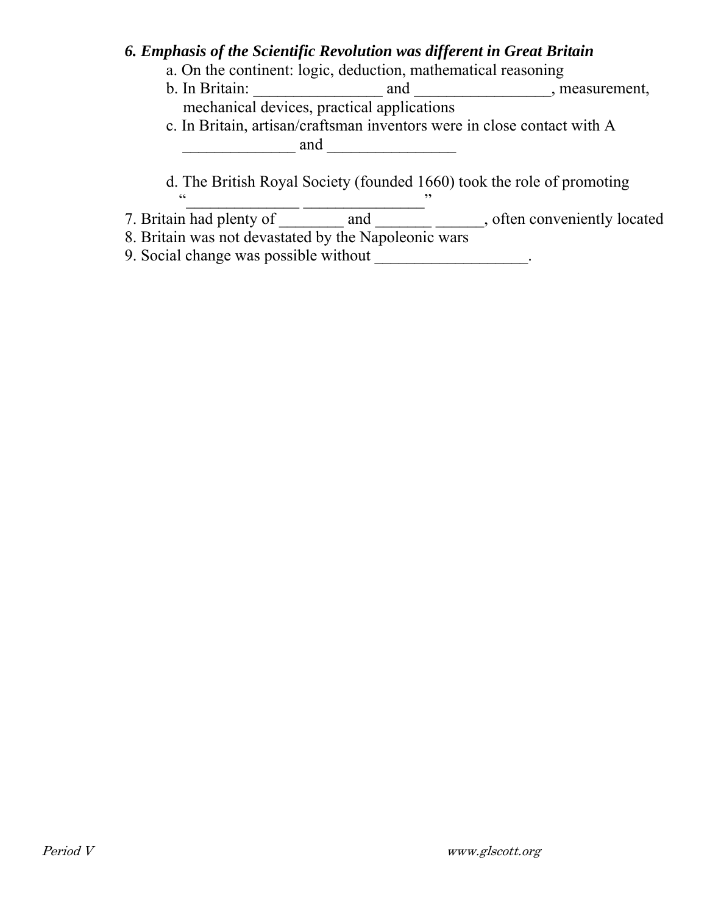***6. Emphasis of the Scientific Revolution was different in Great Britain***

- a. On the continent: logic, deduction, mathematical reasoning
- b. In Britain: ________________ and _________________, measurement, mechanical devices, practical applications
- c. In Britain, artisan/craftsman inventors were in close contact with A ______________ and ________________
- d. The British Royal Society (founded 1660) took the role of promoting "______________ _______________"

7. Britain had plenty of ________ and _______ ______, often conveniently located

8. Britain was not devastated by the Napoleonic wars

9. Social change was possible without ___________________.